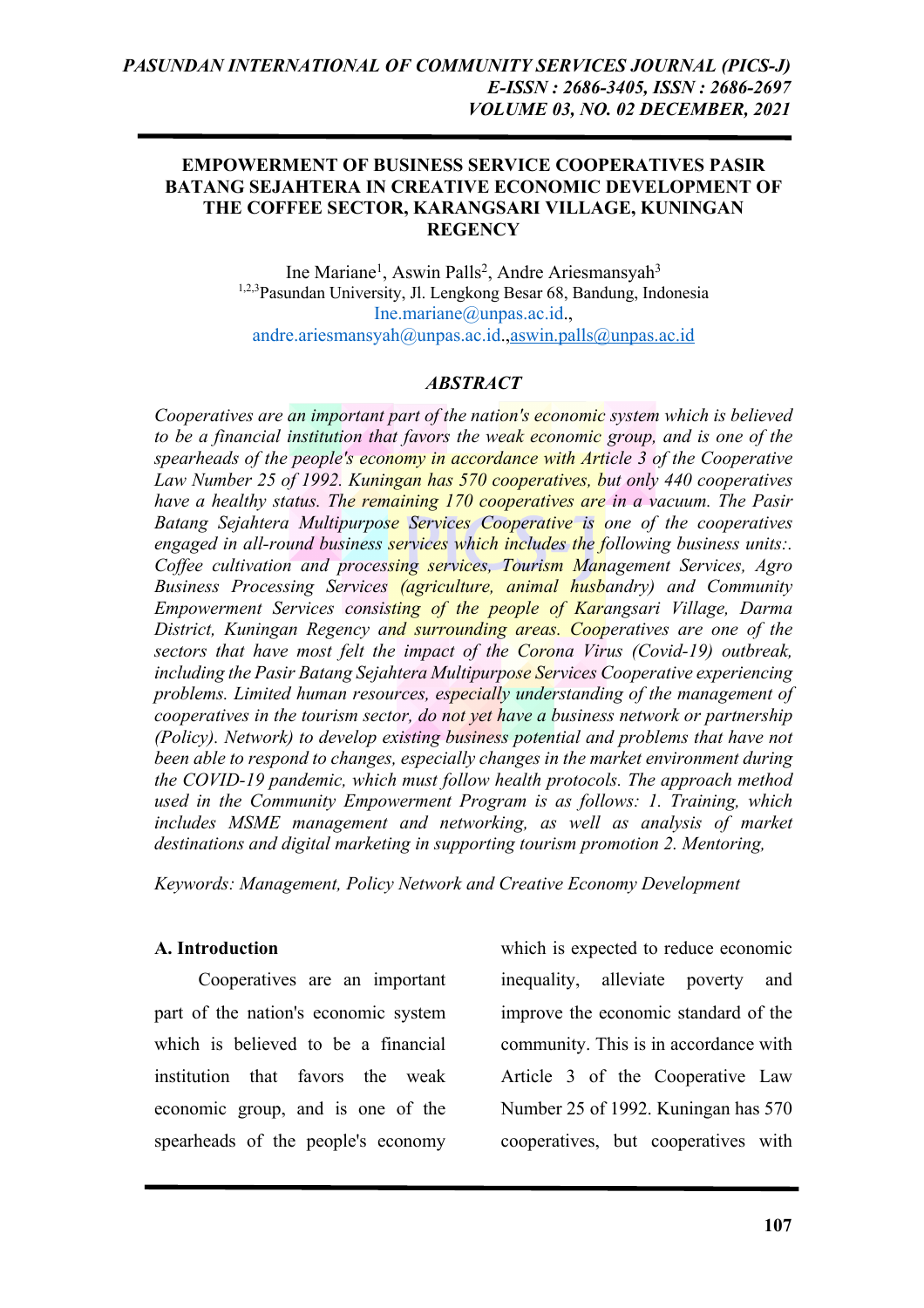# EMPOWERMENT OF BUSINESS SERVICE COOPERATIVES PASIR BATANG SEJAHTERA IN CREATIVE ECONOMIC DEVELOPMENT OF THE COFFEE SECTOR, KARANGSARI VILLAGE, KUNINGAN REGENCY

Ine Mariane[1], Aswin Palls[2], Andre Ariesmansyah[3]

[1,2,3]Pasundan University, Jl. Lengkong Besar 68, Bandung, Indonesia

Ine.mariane@unpas.ac.id., andre.ariesmansyah@unpas.ac.id.,aswin.palls@unpas.ac.id

## ABSTRACT

*Cooperatives are an important part of the nation's economic system which is believed to be a financial institution that favors the weak economic group, and is one of the spearheads of the people's economy in accordance with Article 3 of the Cooperative Law Number 25 of 1992. Kuningan has 570 cooperatives, but only 440 cooperatives have a healthy status. The remaining 170 cooperatives are in a vacuum. The Pasir Batang Sejahtera Multipurpose Services Cooperative is one of the cooperatives engaged in all-round business services which includes the following business units:. Coffee cultivation and processing services, Tourism Management Services, Agro Business Processing Services (agriculture, animal husbandry) and Community Empowerment Services consisting of the people of Karangsari Village, Darma District, Kuningan Regency and surrounding areas. Cooperatives are one of the sectors that have most felt the impact of the Corona Virus (Covid-19) outbreak, including the Pasir Batang Sejahtera Multipurpose Services Cooperative experiencing problems. Limited human resources, especially understanding of the management of cooperatives in the tourism sector, do not yet have a business network or partnership (Policy). Network) to develop existing business potential and problems that have not been able to respond to changes, especially changes in the market environment during the COVID-19 pandemic, which must follow health protocols. The approach method used in the Community Empowerment Program is as follows: 1. Training, which includes MSME management and networking, as well as analysis of market destinations and digital marketing in supporting tourism promotion 2. Mentoring,*

*Keywords: Management, Policy Network and Creative Economy Development*

## A. Introduction

Cooperatives are an important part of the nation's economic system which is believed to be a financial institution that favors the weak economic group, and is one of the spearheads of the people's economy which is expected to reduce economic inequality, alleviate poverty and improve the economic standard of the community. This is in accordance with Article 3 of the Cooperative Law Number 25 of 1992. Kuningan has 570 cooperatives, but cooperatives with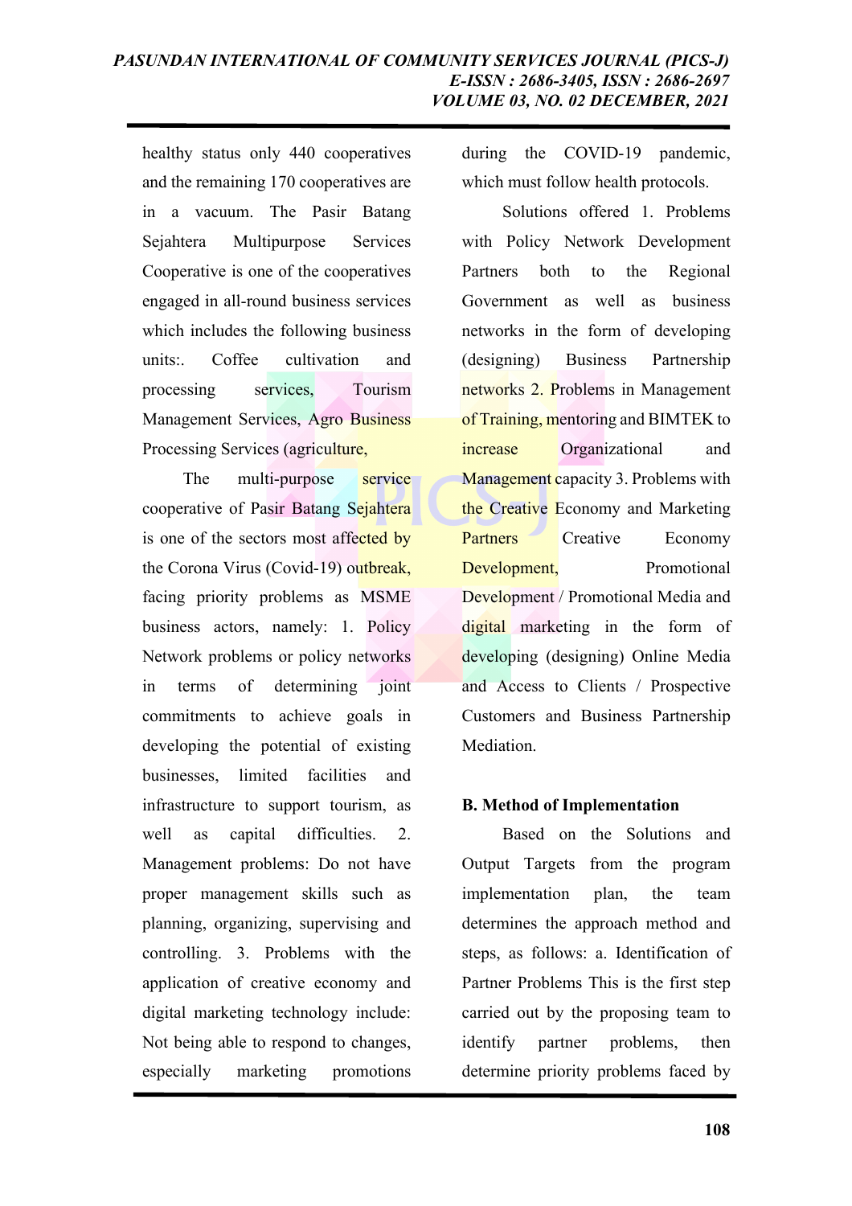healthy status only 440 cooperatives and the remaining 170 cooperatives are in a vacuum. The Pasir Batang Sejahtera Multipurpose Services Cooperative is one of the cooperatives engaged in all-round business services which includes the following business units:. Coffee cultivation and processing services, Tourism Management Services, Agro Business Processing Services (agriculture,

The multi-purpose service cooperative of Pasir Batang Sejahtera is one of the sectors most affected by the Corona Virus (Covid-19) outbreak, facing priority problems as MSME business actors, namely: 1. Policy Network problems or policy networks in terms of determining joint commitments to achieve goals in developing the potential of existing businesses, limited facilities and infrastructure to support tourism, as well as capital difficulties. 2. Management problems: Do not have proper management skills such as planning, organizing, supervising and controlling. 3. Problems with the application of creative economy and digital marketing technology include: Not being able to respond to changes, especially marketing promotions during the COVID-19 pandemic, which must follow health protocols.

Solutions offered 1. Problems with Policy Network Development Partners both to the Regional Government as well as business networks in the form of developing (designing) Business Partnership networks 2. Problems in Management of Training, mentoring and BIMTEK to increase Organizational and Management capacity 3. Problems with the Creative Economy and Marketing Partners Creative Economy Development, Promotional Development / Promotional Media and digital marketing in the form of developing (designing) Online Media and Access to Clients / Prospective Customers and Business Partnership Mediation.

## B. Method of Implementation

Based on the Solutions and Output Targets from the program implementation plan, the team determines the approach method and steps, as follows: a. Identification of Partner Problems This is the first step carried out by the proposing team to identify partner problems, then determine priority problems faced by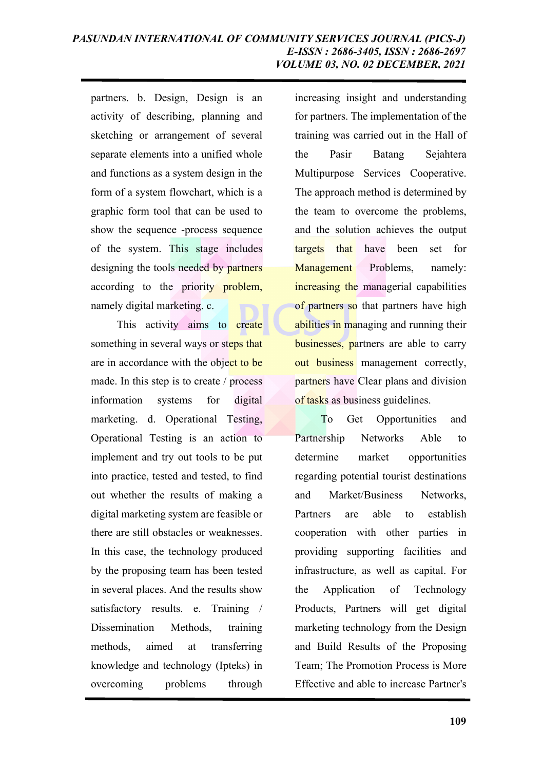partners. b. Design, Design is an activity of describing, planning and sketching or arrangement of several separate elements into a unified whole and functions as a system design in the form of a system flowchart, which is a graphic form tool that can be used to show the sequence -process sequence of the system. This stage includes designing the tools needed by partners according to the priority problem, namely digital marketing. c.

This activity aims to create something in several ways or steps that are in accordance with the object to be made. In this step is to create / process information systems for digital marketing. d. Operational Testing, Operational Testing is an action to implement and try out tools to be put into practice, tested and tested, to find out whether the results of making a digital marketing system are feasible or there are still obstacles or weaknesses. In this case, the technology produced by the proposing team has been tested in several places. And the results show satisfactory results. e. Training / Dissemination Methods, training methods, aimed at transferring knowledge and technology (Ipteks) in overcoming problems through increasing insight and understanding for partners. The implementation of the training was carried out in the Hall of the Pasir Batang Sejahtera Multipurpose Services Cooperative. The approach method is determined by the team to overcome the problems, and the solution achieves the output targets that have been set for Management Problems, namely: increasing the managerial capabilities of partners so that partners have high abilities in managing and running their businesses, partners are able to carry out business management correctly, partners have Clear plans and division of tasks as business guidelines.

To Get Opportunities and Partnership Networks Able to determine market opportunities regarding potential tourist destinations and Market/Business Networks, Partners are able to establish cooperation with other parties in providing supporting facilities and infrastructure, as well as capital. For the Application of Technology Products, Partners will get digital marketing technology from the Design and Build Results of the Proposing Team; The Promotion Process is More Effective and able to increase Partner's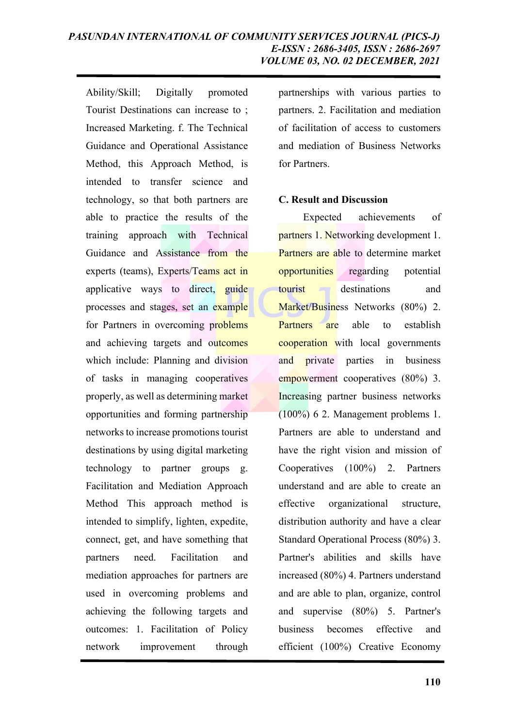Ability/Skill; Digitally promoted Tourist Destinations can increase to ; Increased Marketing. f. The Technical Guidance and Operational Assistance Method, this Approach Method, is intended to transfer science and technology, so that both partners are able to practice the results of the training approach with Technical Guidance and Assistance from the experts (teams), Experts/Teams act in applicative ways to direct, guide processes and stages, set an example for Partners in overcoming problems and achieving targets and outcomes which include: Planning and division of tasks in managing cooperatives properly, as well as determining market opportunities and forming partnership networks to increase promotions tourist destinations by using digital marketing technology to partner groups g. Facilitation and Mediation Approach Method This approach method is intended to simplify, lighten, expedite, connect, get, and have something that partners need. Facilitation and mediation approaches for partners are used in overcoming problems and achieving the following targets and outcomes: 1. Facilitation of Policy network improvement through partnerships with various parties to partners. 2. Facilitation and mediation of facilitation of access to customers and mediation of Business Networks for Partners.

## C. Result and Discussion

Expected achievements of partners 1. Networking development 1. Partners are able to determine market opportunities regarding potential tourist destinations and Market/Business Networks (80%) 2. Partners are able to establish cooperation with local governments and private parties in business empowerment cooperatives (80%) 3. Increasing partner business networks (100%) 6 2. Management problems 1. Partners are able to understand and have the right vision and mission of Cooperatives (100%) 2. Partners understand and are able to create an effective organizational structure, distribution authority and have a clear Standard Operational Process (80%) 3. Partner's abilities and skills have increased (80%) 4. Partners understand and are able to plan, organize, control and supervise (80%) 5. Partner's business becomes effective and efficient (100%) Creative Economy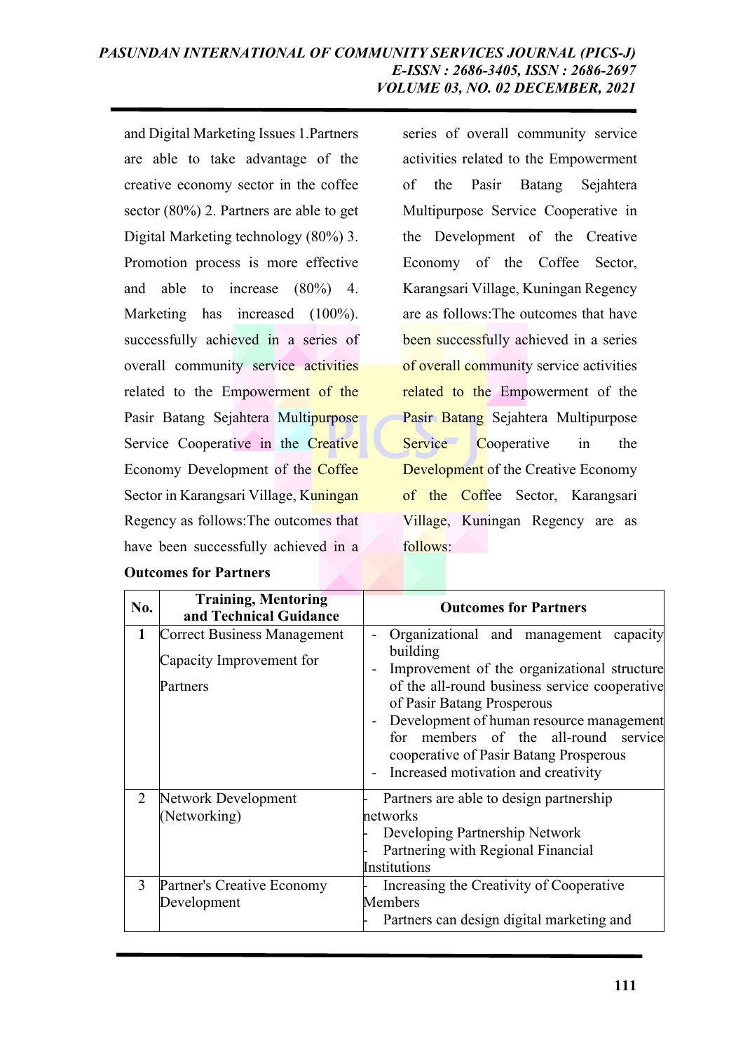and Digital Marketing Issues 1.Partners are able to take advantage of the creative economy sector in the coffee sector (80%) 2. Partners are able to get Digital Marketing technology (80%) 3. Promotion process is more effective and able to increase (80%) 4. Marketing has increased (100%). successfully achieved in a series of overall community service activities related to the Empowerment of the Pasir Batang Sejahtera Multipurpose Service Cooperative in the Creative Economy Development of the Coffee Sector in Karangsari Village, Kuningan Regency as follows:The outcomes that have been successfully achieved in a series of overall community service activities related to the Empowerment of the Pasir Batang Sejahtera Multipurpose Service Cooperative in the Development of the Creative Economy of the Coffee Sector, Karangsari Village, Kuningan Regency are as follows:The outcomes that have been successfully achieved in a series of overall community service activities related to the Empowerment of the Pasir Batang Sejahtera Multipurpose Service Cooperative in the Development of the Creative Economy of the Coffee Sector, Karangsari Village, Kuningan Regency are as follows:

**Outcomes for Partners**

| No. | Training, Mentoring and Technical Guidance | Outcomes for Partners |
|---|---|---|
| 1 | Correct Business Management Capacity Improvement for Partners | - Organizational and management capacity building<br>- Improvement of the organizational structure of the all-round business service cooperative of Pasir Batang Prosperous<br>- Development of human resource management for members of the all-round service cooperative of Pasir Batang Prosperous<br>- Increased motivation and creativity |
| 2 | Network Development (Networking) | - Partners are able to design partnership networks<br>- Developing Partnership Network<br>- Partnering with Regional Financial Institutions |
| 3 | Partner's Creative Economy Development | - Increasing the Creativity of Cooperative Members<br>- Partners can design digital marketing and |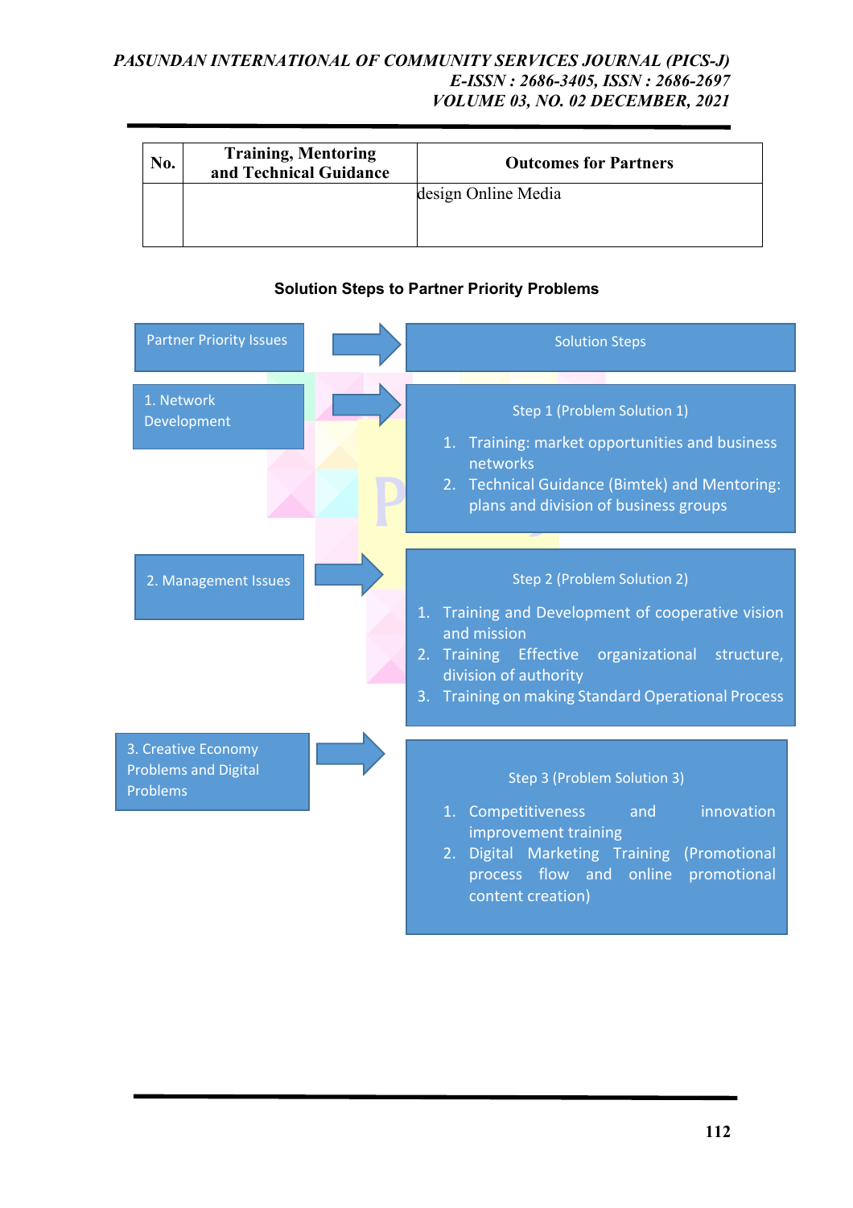| No. | Training, Mentoring and Technical Guidance | Outcomes for Partners |
|---|---|---|
| | | design Online Media |

**Solution Steps to Partner Priority Problems**

| Partner Priority Issues | Solution Steps |
|---|---|
| 1. Network Development | Step 1 (Problem Solution 1)<br>1. Training: market opportunities and business networks<br>2. Technical Guidance (Bimtek) and Mentoring: plans and division of business groups |
| 2. Management Issues | Step 2 (Problem Solution 2)<br>1. Training and Development of cooperative vision and mission<br>2. Training Effective organizational structure, division of authority<br>3. Training on making Standard Operational Process |
| 3. Creative Economy Problems and Digital Problems | Step 3 (Problem Solution 3)<br>1. Competitiveness and innovation improvement training<br>2. Digital Marketing Training (Promotional process flow and online promotional content creation) |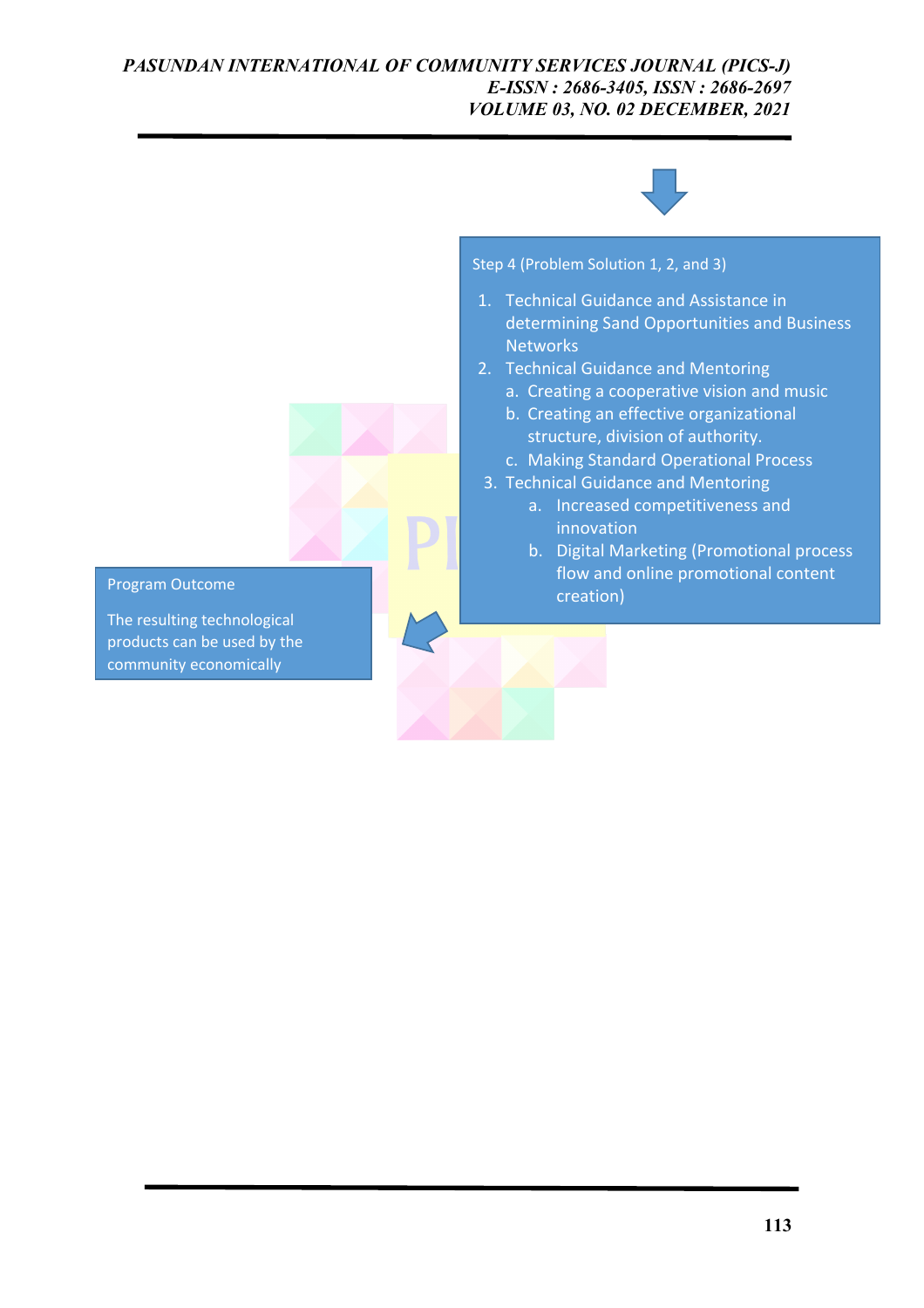Step 4 (Problem Solution 1, 2, and 3)

1. Technical Guidance and Assistance in determining Sand Opportunities and Business Networks
2. Technical Guidance and Mentoring
   a. Creating a cooperative vision and music
   b. Creating an effective organizational structure, division of authority.
   c. Making Standard Operational Process
3. Technical Guidance and Mentoring
   a. Increased competitiveness and innovation
   b. Digital Marketing (Promotional process flow and online promotional content creation)

Program Outcome

The resulting technological products can be used by the community economically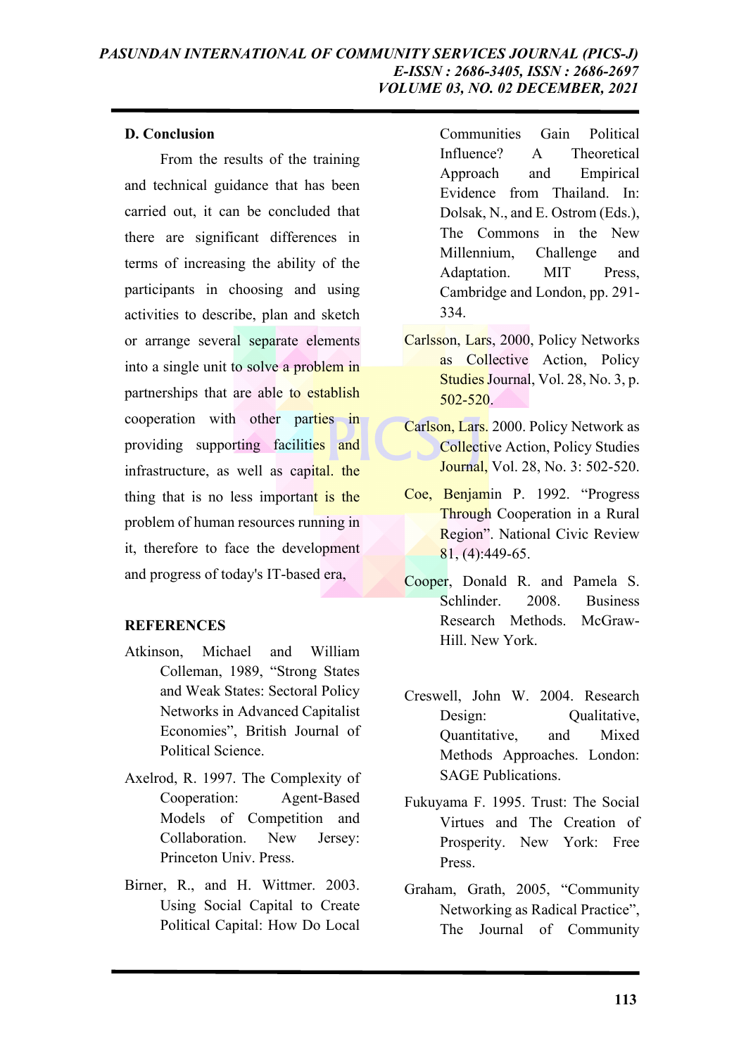## D. Conclusion

From the results of the training and technical guidance that has been carried out, it can be concluded that there are significant differences in terms of increasing the ability of the participants in choosing and using activities to describe, plan and sketch or arrange several separate elements into a single unit to solve a problem in partnerships that are able to establish cooperation with other parties in providing supporting facilities and infrastructure, as well as capital. the thing that is no less important is the problem of human resources running in it, therefore to face the development and progress of today's IT-based era,

## REFERENCES

Atkinson, Michael and William Colleman, 1989, "Strong States and Weak States: Sectoral Policy Networks in Advanced Capitalist Economies", British Journal of Political Science.

Axelrod, R. 1997. The Complexity of Cooperation: Agent-Based Models of Competition and Collaboration. New Jersey: Princeton Univ. Press.

Birner, R., and H. Wittmer. 2003. Using Social Capital to Create Political Capital: How Do Local Communities Gain Political Influence? A Theoretical Approach and Empirical Evidence from Thailand. In: Dolsak, N., and E. Ostrom (Eds.), The Commons in the New Millennium, Challenge and Adaptation. MIT Press, Cambridge and London, pp. 291-334.

Carlsson, Lars, 2000, Policy Networks as Collective Action, Policy Studies Journal, Vol. 28, No. 3, p. 502-520.

Carlson, Lars. 2000. Policy Network as Collective Action, Policy Studies Journal, Vol. 28, No. 3: 502-520.

Coe, Benjamin P. 1992. "Progress Through Cooperation in a Rural Region". National Civic Review 81, (4):449-65.

Cooper, Donald R. and Pamela S. Schlinder. 2008. Business Research Methods. McGraw-Hill. New York.

Creswell, John W. 2004. Research Design: Qualitative, Quantitative, and Mixed Methods Approaches. London: SAGE Publications.

Fukuyama F. 1995. Trust: The Social Virtues and The Creation of Prosperity. New York: Free Press.

Graham, Grath, 2005, "Community Networking as Radical Practice", The Journal of Community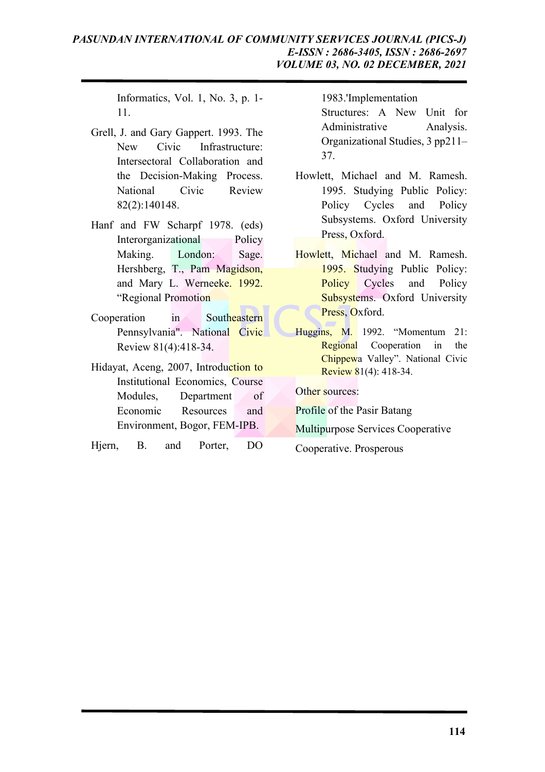Informatics, Vol. 1, No. 3, p. 1-11.

Grell, J. and Gary Gappert. 1993. The New Civic Infrastructure: Intersectoral Collaboration and the Decision-Making Process. National Civic Review 82(2):140148.

Hanf and FW Scharpf 1978. (eds) Interorganizational Policy Making. London: Sage. Hershberg, T., Pam Magidson, and Mary L. Werneeke. 1992. "Regional Promotion

Cooperation in Southeastern Pennsylvania". National Civic Review 81(4):418-34.

Hidayat, Aceng, 2007, Introduction to Institutional Economics, Course Modules, Department of Economic Resources and Environment, Bogor, FEM-IPB.

Hjern, B. and Porter, DO 1983.'Implementation Structures: A New Unit for Administrative Analysis. Organizational Studies, 3 pp211–37.

Howlett, Michael and M. Ramesh. 1995. Studying Public Policy: Policy Cycles and Policy Subsystems. Oxford University Press, Oxford.

Howlett, Michael and M. Ramesh. 1995. Studying Public Policy: Policy Cycles and Policy Subsystems. Oxford University Press, Oxford.

Huggins, M. 1992. "Momentum 21: Regional Cooperation in the Chippewa Valley". National Civic Review 81(4): 418-34.

Other sources:

Profile of the Pasir Batang

Multipurpose Services Cooperative

Cooperative. Prosperous